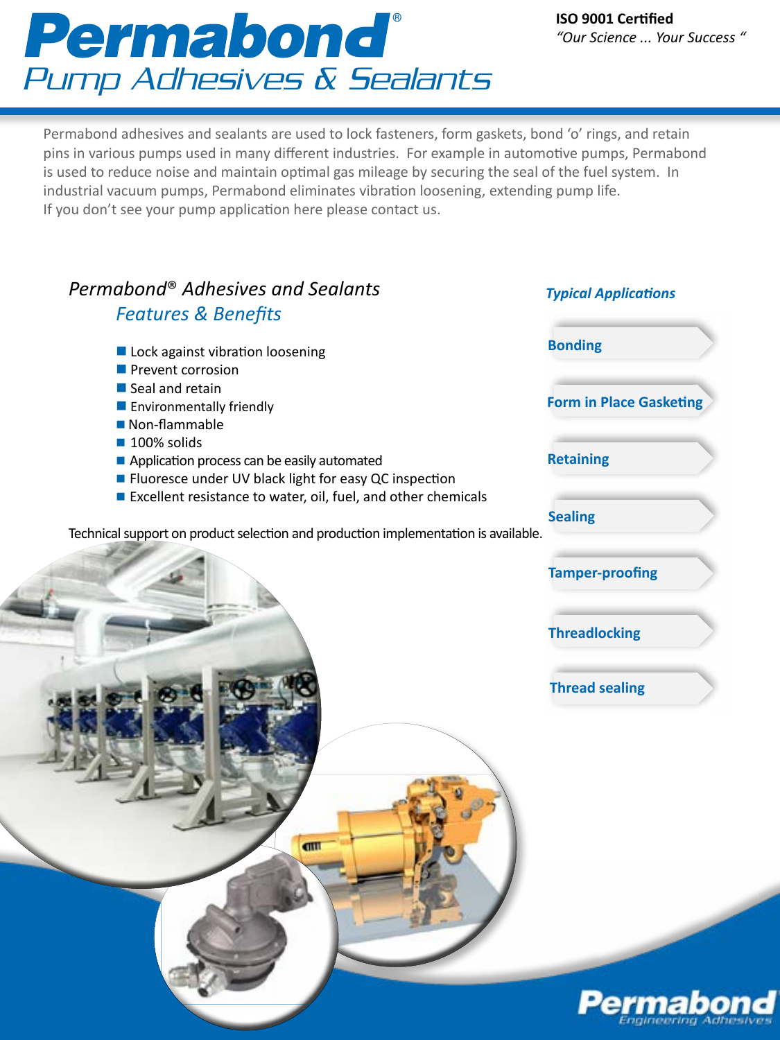# Permabond®

## Pump Adhesives & Sealants

**ISO 9001 Certified**
*"Our Science ... Your Success "*

Permabond adhesives and sealants are used to lock fasteners, form gaskets, bond 'o' rings, and retain pins in various pumps used in many different industries. For example in automotive pumps, Permabond is used to reduce noise and maintain optimal gas mileage by securing the seal of the fuel system. In industrial vacuum pumps, Permabond eliminates vibration loosening, extending pump life. If you don't see your pump application here please contact us.

### *Permabond® Adhesives and Sealants*

#### *Features & Benefits*

- Lock against vibration loosening
- Prevent corrosion
- Seal and retain
- Environmentally friendly
- Non-flammable
- 100% solids
- Application process can be easily automated
- Fluoresce under UV black light for easy QC inspection
- Excellent resistance to water, oil, fuel, and other chemicals

Technical support on product selection and production implementation is available.

### *Typical Applications*

- **Bonding**
- **Form in Place Gasketing**
- **Retaining**
- **Sealing**
- **Tamper-proofing**
- **Threadlocking**
- **Thread sealing**

Permabond
Engineering Adhesives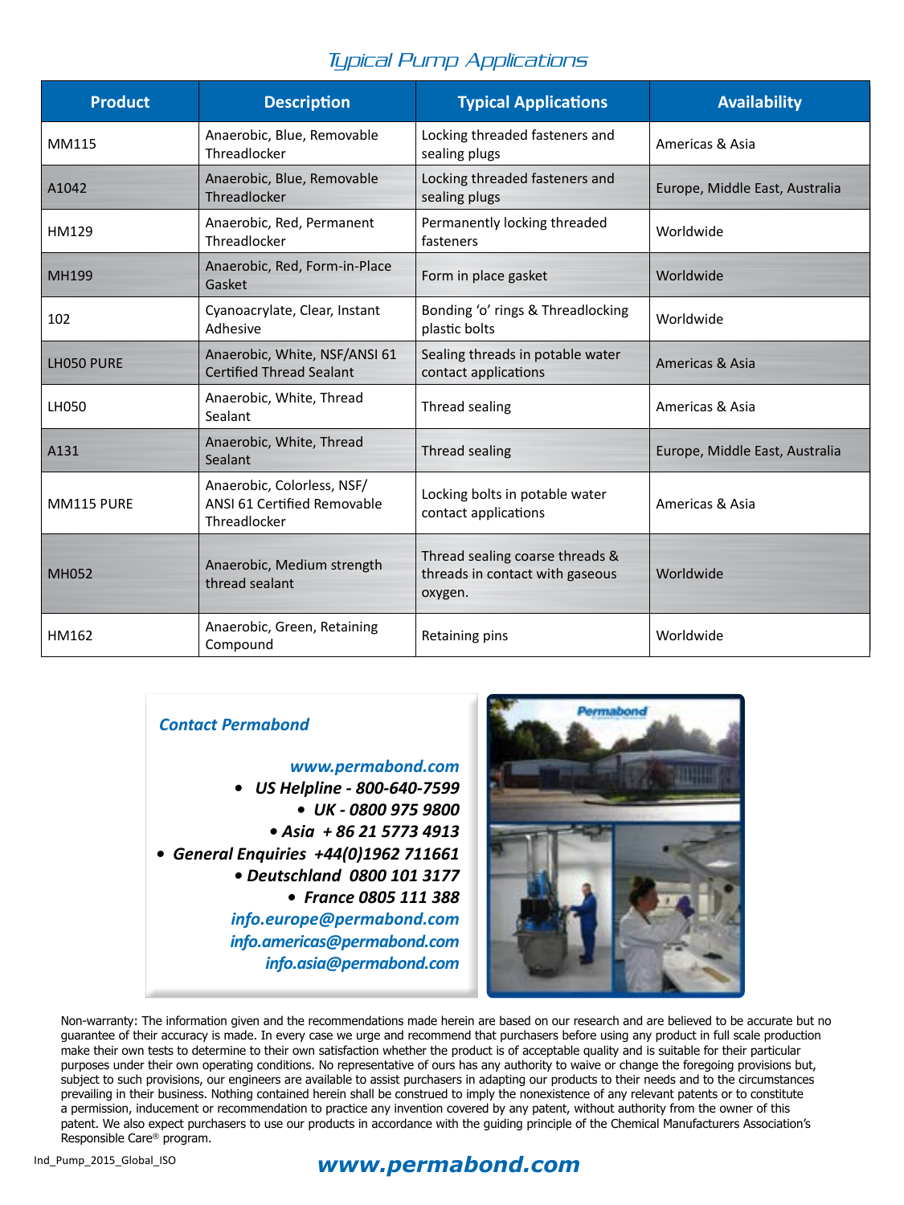## Typical Pump Applications

| Product | Description | Typical Applications | Availability |
|---|---|---|---|
| MM115 | Anaerobic, Blue, Removable Threadlocker | Locking threaded fasteners and sealing plugs | Americas & Asia |
| A1042 | Anaerobic, Blue, Removable Threadlocker | Locking threaded fasteners and sealing plugs | Europe, Middle East, Australia |
| HM129 | Anaerobic, Red, Permanent Threadlocker | Permanently locking threaded fasteners | Worldwide |
| MH199 | Anaerobic, Red, Form-in-Place Gasket | Form in place gasket | Worldwide |
| 102 | Cyanoacrylate, Clear, Instant Adhesive | Bonding 'o' rings & Threadlocking plastic bolts | Worldwide |
| LH050 PURE | Anaerobic, White, NSF/ANSI 61 Certified Thread Sealant | Sealing threads in potable water contact applications | Americas & Asia |
| LH050 | Anaerobic, White, Thread Sealant | Thread sealing | Americas & Asia |
| A131 | Anaerobic, White, Thread Sealant | Thread sealing | Europe, Middle East, Australia |
| MM115 PURE | Anaerobic, Colorless, NSF/ ANSI 61 Certified Removable Threadlocker | Locking bolts in potable water contact applications | Americas & Asia |
| MH052 | Anaerobic, Medium strength thread sealant | Thread sealing coarse threads & threads in contact with gaseous oxygen. | Worldwide |
| HM162 | Anaerobic, Green, Retaining Compound | Retaining pins | Worldwide |

### *Contact Permabond*

*www.permabond.com*
- ***US Helpline - 800-640-7599***
- ***UK - 0800 975 9800***
- ***Asia + 86 21 5773 4913***
- ***General Enquiries +44(0)1962 711661***
- ***Deutschland 0800 101 3177***
- ***France 0805 111 388***

*info.europe@permabond.com*
*info.americas@permabond.com*
*info.asia@permabond.com*

Non-warranty: The information given and the recommendations made herein are based on our research and are believed to be accurate but no guarantee of their accuracy is made. In every case we urge and recommend that purchasers before using any product in full scale production make their own tests to determine to their own satisfaction whether the product is of acceptable quality and is suitable for their particular purposes under their own operating conditions. No representative of ours has any authority to waive or change the foregoing provisions but, subject to such provisions, our engineers are available to assist purchasers in adapting our products to their needs and to the circumstances prevailing in their business. Nothing contained herein shall be construed to imply the nonexistence of any relevant patents or to constitute a permission, inducement or recommendation to practice any invention covered by any patent, without authority from the owner of this patent. We also expect purchasers to use our products in accordance with the guiding principle of the Chemical Manufacturers Association's Responsible Care® program.

Ind_Pump_2015_Global_ISO

**www.permabond.com**